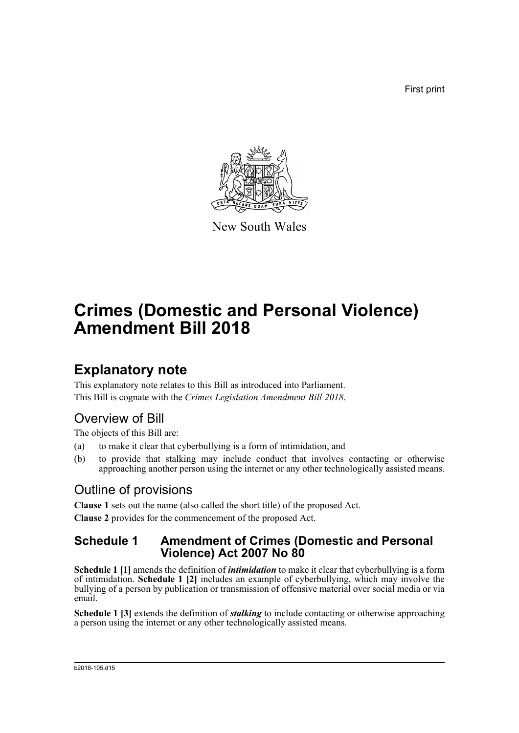First print

New South Wales

# Crimes (Domestic and Personal Violence) Amendment Bill 2018

## Explanatory note

This explanatory note relates to this Bill as introduced into Parliament.
This Bill is cognate with the *Crimes Legislation Amendment Bill 2018*.

### Overview of Bill

The objects of this Bill are:

(a) to make it clear that cyberbullying is a form of intimidation, and

(b) to provide that stalking may include conduct that involves contacting or otherwise approaching another person using the internet or any other technologically assisted means.

### Outline of provisions

**Clause 1** sets out the name (also called the short title) of the proposed Act.

**Clause 2** provides for the commencement of the proposed Act.

### Schedule 1 Amendment of Crimes (Domestic and Personal Violence) Act 2007 No 80

**Schedule 1 [1]** amends the definition of ***intimidation*** to make it clear that cyberbullying is a form of intimidation. **Schedule 1 [2]** includes an example of cyberbullying, which may involve the bullying of a person by publication or transmission of offensive material over social media or via email.

**Schedule 1 [3]** extends the definition of ***stalking*** to include contacting or otherwise approaching a person using the internet or any other technologically assisted means.

b2018-105.d15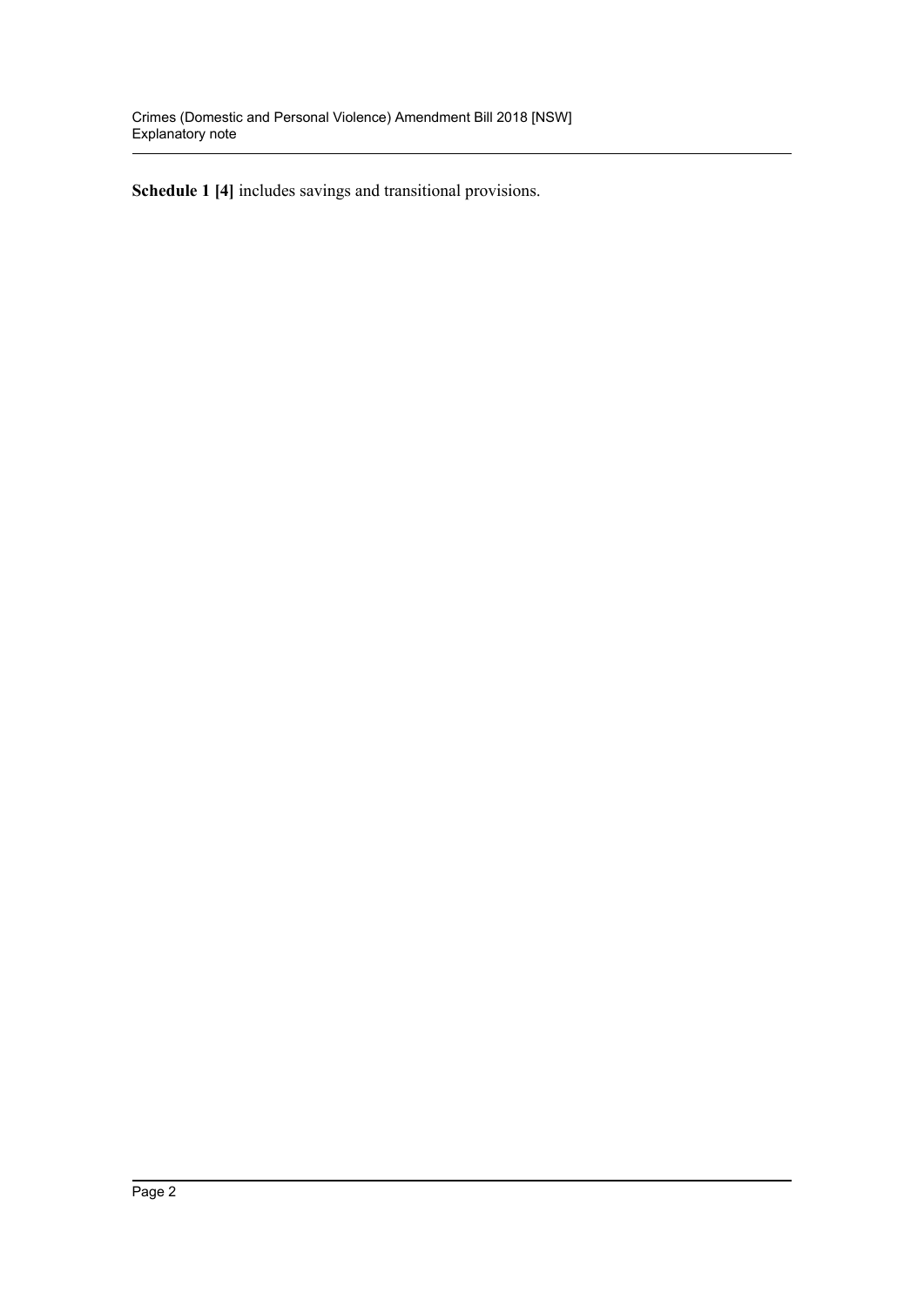**Schedule 1 [4]** includes savings and transitional provisions.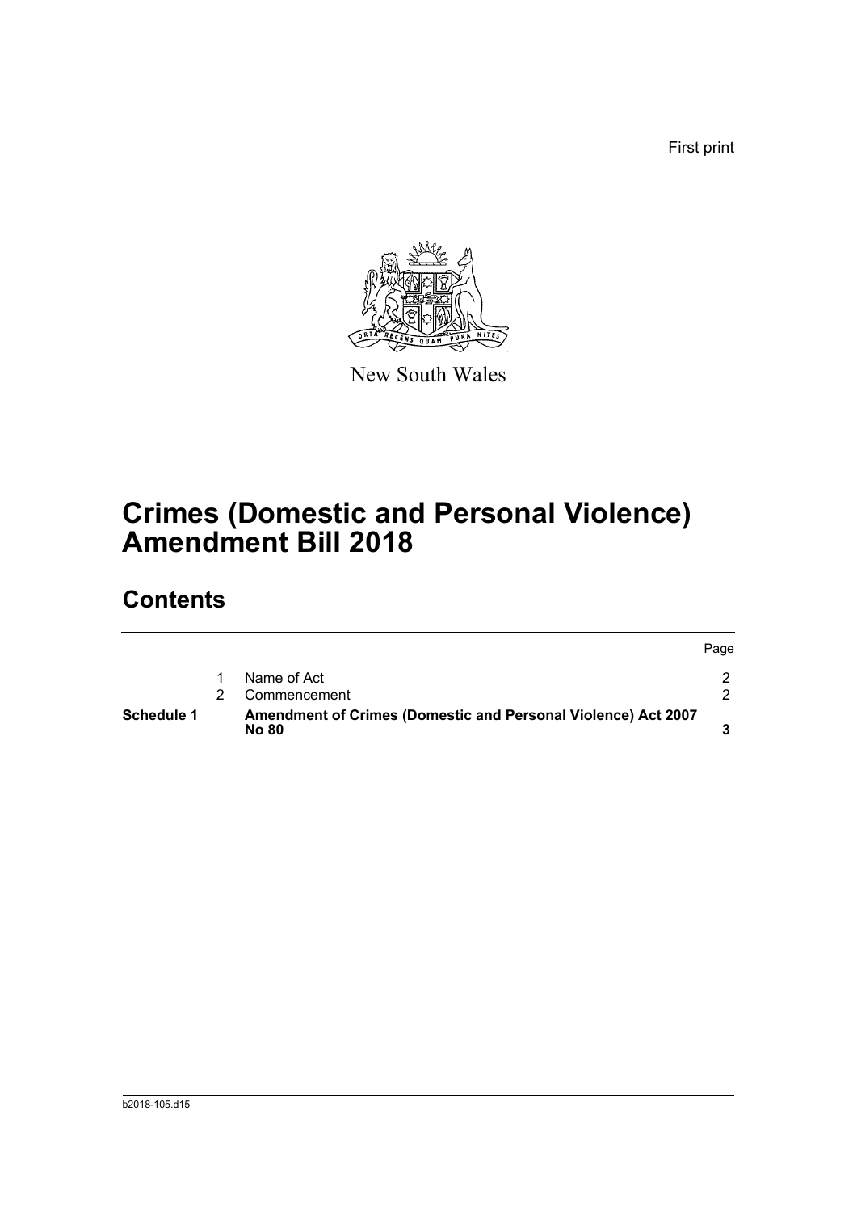First print

New South Wales

# Crimes (Domestic and Personal Violence) Amendment Bill 2018

## Contents

| | | | Page |
|---|---|---|---|
| | 1 | Name of Act | 2 |
| | 2 | Commencement | 2 |
| **Schedule 1** | | **Amendment of Crimes (Domestic and Personal Violence) Act 2007 No 80** | **3** |

b2018-105.d15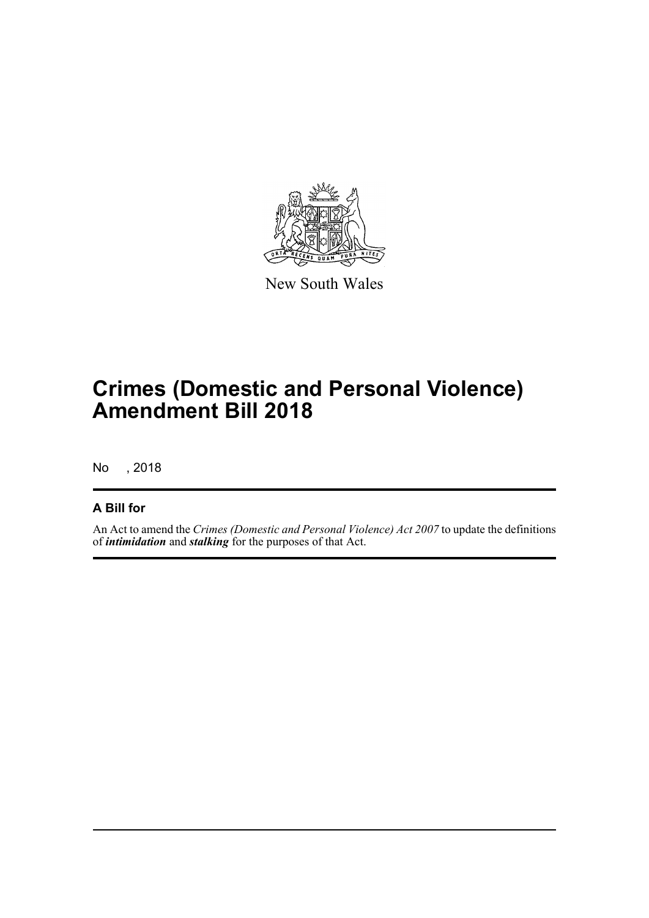New South Wales

# Crimes (Domestic and Personal Violence) Amendment Bill 2018

No , 2018

## A Bill for

An Act to amend the *Crimes (Domestic and Personal Violence) Act 2007* to update the definitions of ***intimidation*** and ***stalking*** for the purposes of that Act.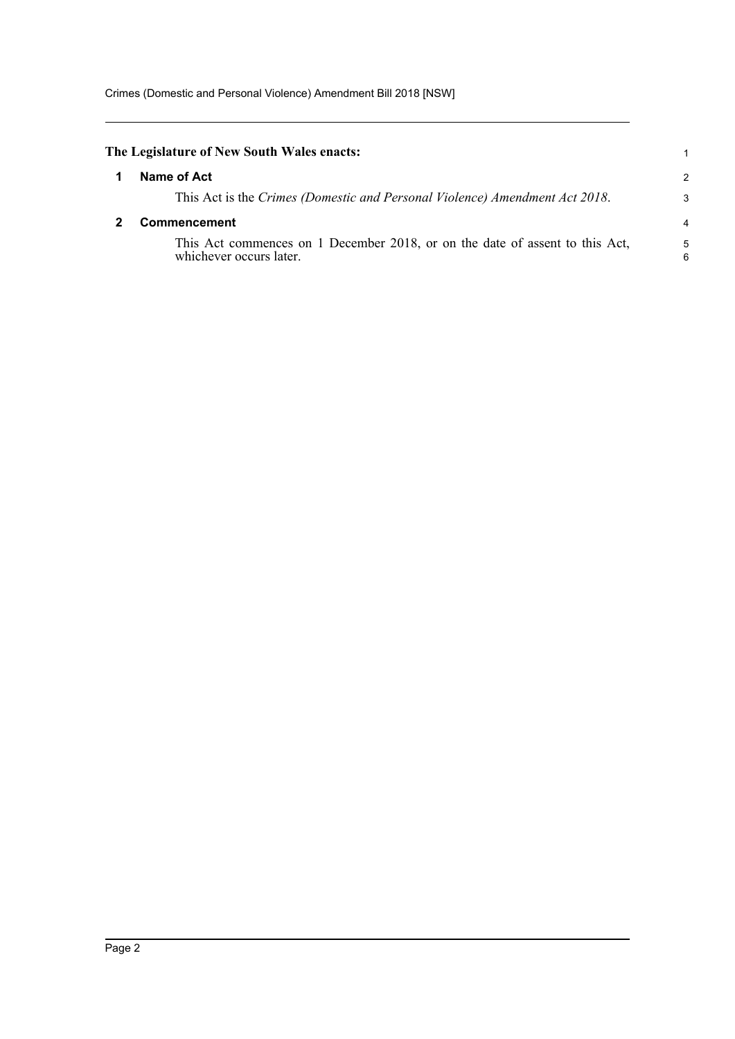**The Legislature of New South Wales enacts:**

## 1 Name of Act

This Act is the *Crimes (Domestic and Personal Violence) Amendment Act 2018*.

## 2 Commencement

This Act commences on 1 December 2018, or on the date of assent to this Act, whichever occurs later.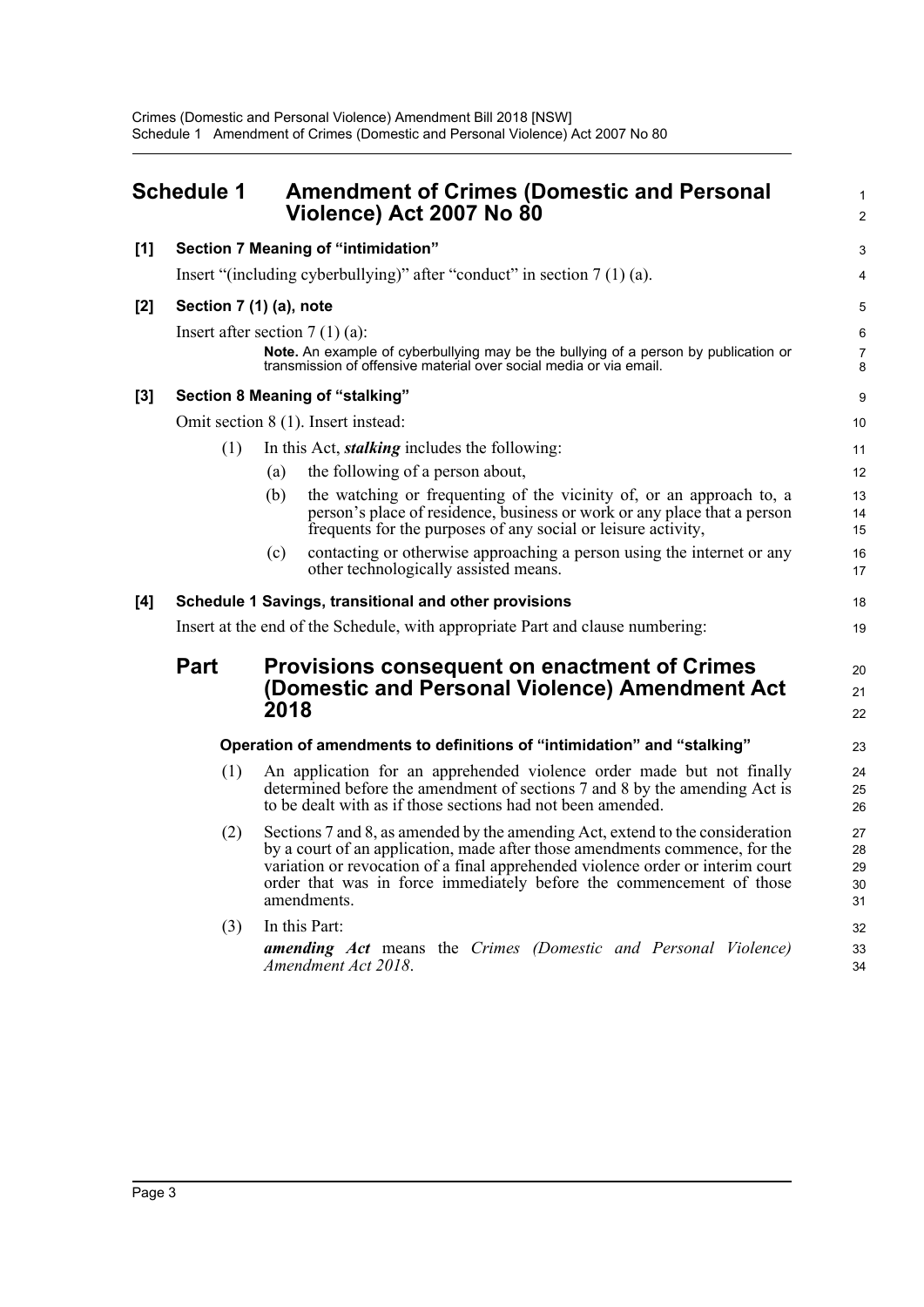# Schedule 1 Amendment of Crimes (Domestic and Personal Violence) Act 2007 No 80

**[1] Section 7 Meaning of "intimidation"**

Insert "(including cyberbullying)" after "conduct" in section 7 (1) (a).

**[2] Section 7 (1) (a), note**

Insert after section 7 (1) (a):

> **Note.** An example of cyberbullying may be the bullying of a person by publication or transmission of offensive material over social media or via email.

**[3] Section 8 Meaning of "stalking"**

Omit section 8 (1). Insert instead:

(1) In this Act, ***stalking*** includes the following:

(a) the following of a person about,

(b) the watching or frequenting of the vicinity of, or an approach to, a person's place of residence, business or work or any place that a person frequents for the purposes of any social or leisure activity,

(c) contacting or otherwise approaching a person using the internet or any other technologically assisted means.

**[4] Schedule 1 Savings, transitional and other provisions**

Insert at the end of the Schedule, with appropriate Part and clause numbering:

## Part Provisions consequent on enactment of Crimes (Domestic and Personal Violence) Amendment Act 2018

**Operation of amendments to definitions of "intimidation" and "stalking"**

(1) An application for an apprehended violence order made but not finally determined before the amendment of sections 7 and 8 by the amending Act is to be dealt with as if those sections had not been amended.

(2) Sections 7 and 8, as amended by the amending Act, extend to the consideration by a court of an application, made after those amendments commence, for the variation or revocation of a final apprehended violence order or interim court order that was in force immediately before the commencement of those amendments.

(3) In this Part:

***amending Act*** means the *Crimes (Domestic and Personal Violence) Amendment Act 2018*.